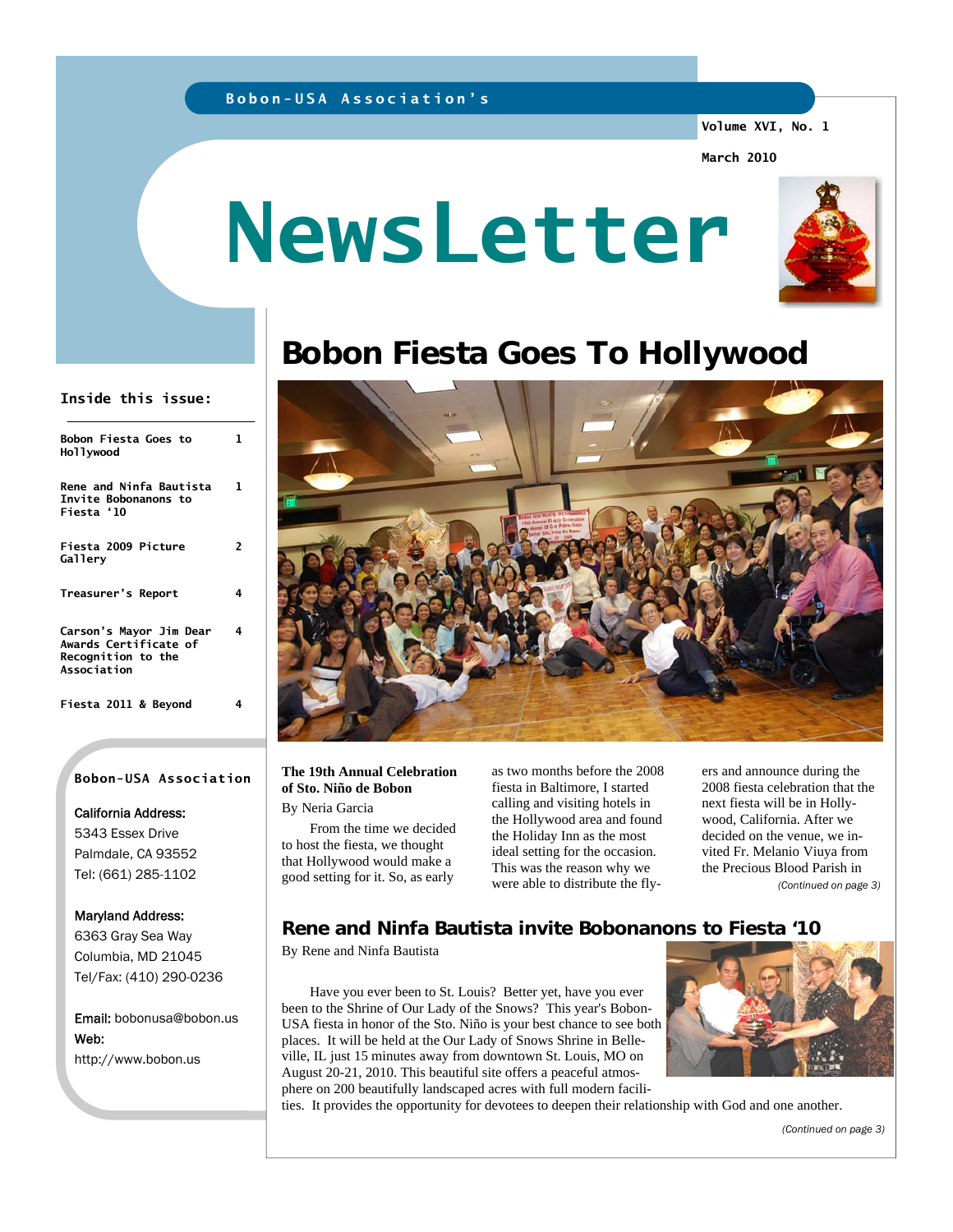Bobon-USA Association's

Volume XVI, No. 1

March 2010

# NewsLetter

## Inside this issue:

| | |
|---|---|
| Bobon Fiesta Goes to Hollywood | 1 |
| Rene and Ninfa Bautista Invite Bobonanons to Fiesta '10 | 1 |
| Fiesta 2009 Picture Gallery | 2 |
| Treasurer's Report | 4 |
| Carson's Mayor Jim Dear Awards Certificate of Recognition to the Association | 4 |
| Fiesta 2011 & Beyond | 4 |

**Bobon-USA Association**

California Address:
5343 Essex Drive
Palmdale, CA 93552
Tel: (661) 285-1102

Maryland Address:
6363 Gray Sea Way
Columbia, MD 21045
Tel/Fax: (410) 290-0236

Email: bobonusa@bobon.us
Web:
http://www.bobon.us

## Bobon Fiesta Goes To Hollywood

**The 19th Annual Celebration of Sto. Niño de Bobon**

By Neria Garcia

From the time we decided to host the fiesta, we thought that Hollywood would make a good setting for it. So, as early as two months before the 2008 fiesta in Baltimore, I started calling and visiting hotels in the Hollywood area and found the Holiday Inn as the most ideal setting for the occasion. This was the reason why we were able to distribute the flyers and announce during the 2008 fiesta celebration that the next fiesta will be in Hollywood, California. After we decided on the venue, we invited Fr. Melanio Viuya from the Precious Blood Parish in

*(Continued on page 3)*

## Rene and Ninfa Bautista invite Bobonanons to Fiesta '10

By Rene and Ninfa Bautista

Have you ever been to St. Louis? Better yet, have you ever been to the Shrine of Our Lady of the Snows? This year's Bobon-USA fiesta in honor of the Sto. Niño is your best chance to see both places. It will be held at the Our Lady of Snows Shrine in Belleville, IL just 15 minutes away from downtown St. Louis, MO on August 20-21, 2010. This beautiful site offers a peaceful atmosphere on 200 beautifully landscaped acres with full modern facilities. It provides the opportunity for devotees to deepen their relationship with God and one another.

*(Continued on page 3)*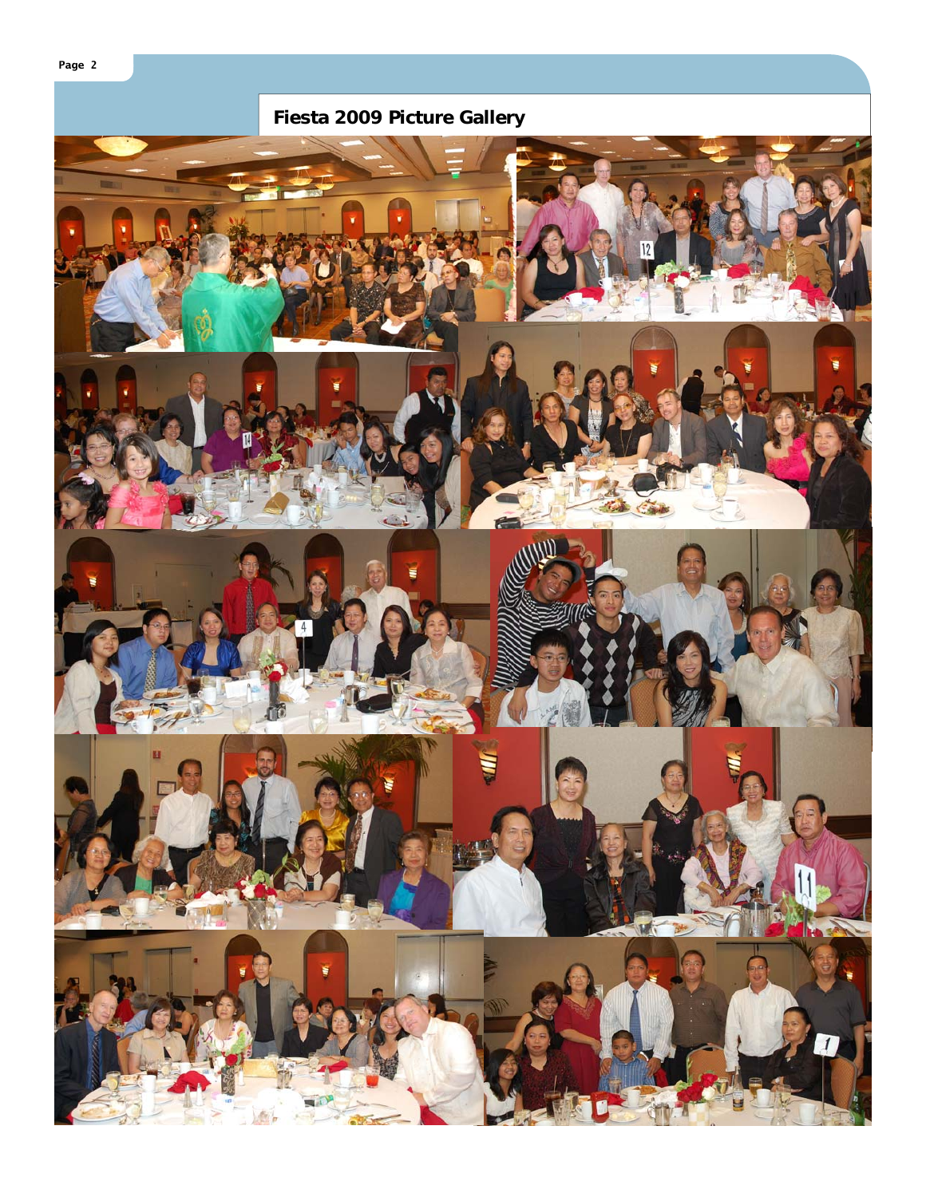# Fiesta 2009 Picture Gallery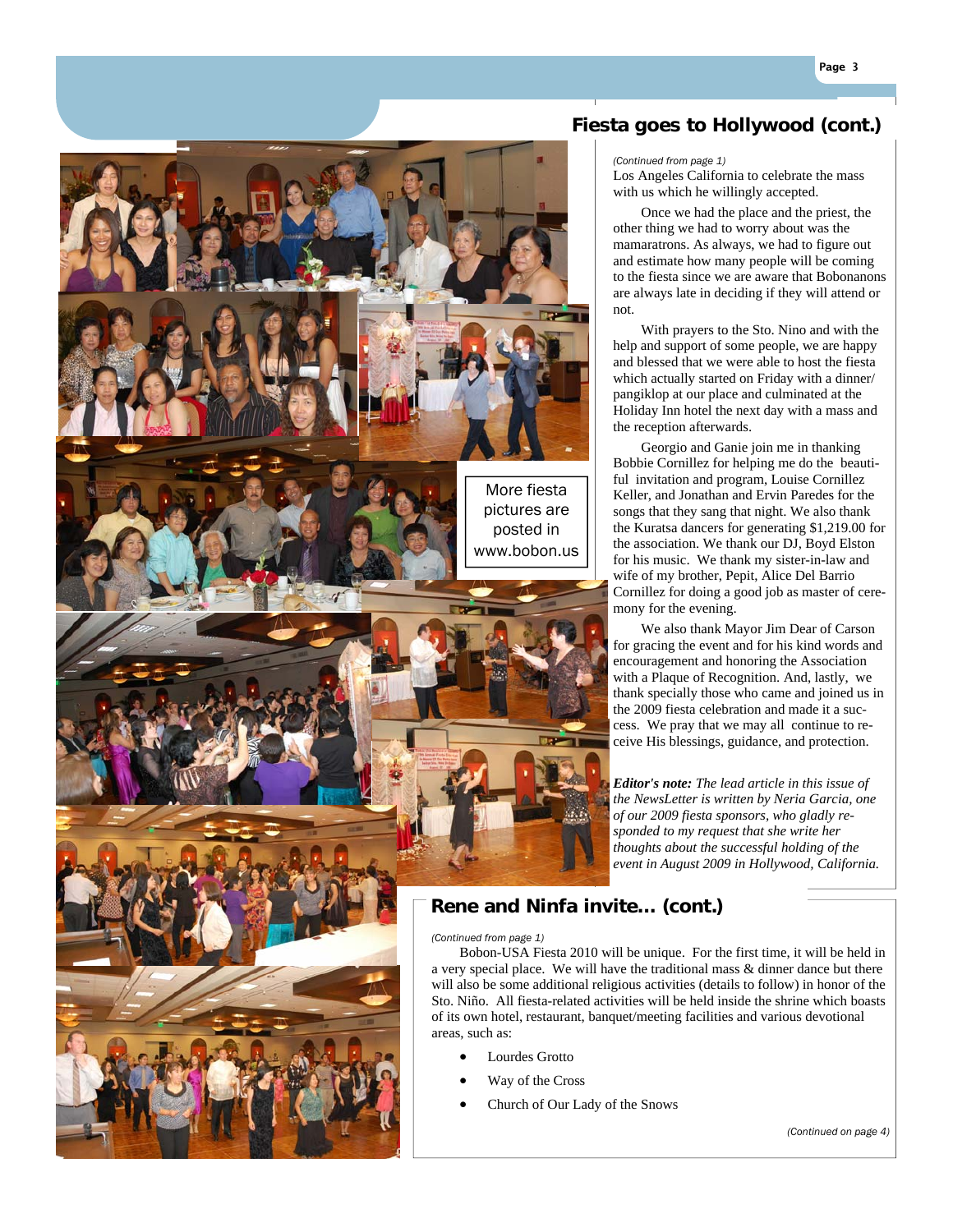## Fiesta goes to Hollywood (cont.)

*(Continued from page 1)*

Los Angeles California to celebrate the mass with us which he willingly accepted.

Once we had the place and the priest, the other thing we had to worry about was the mamaratrons. As always, we had to figure out and estimate how many people will be coming to the fiesta since we are aware that Bobonanons are always late in deciding if they will attend or not.

With prayers to the Sto. Nino and with the help and support of some people, we are happy and blessed that we were able to host the fiesta which actually started on Friday with a dinner/pangiklop at our place and culminated at the Holiday Inn hotel the next day with a mass and the reception afterwards.

Georgio and Ganie join me in thanking Bobbie Cornillez for helping me do the beautiful invitation and program, Louise Cornillez Keller, and Jonathan and Ervin Paredes for the songs that they sang that night. We also thank the Kuratsa dancers for generating $1,219.00 for the association. We thank our DJ, Boyd Elston for his music. We thank my sister-in-law and wife of my brother, Pepit, Alice Del Barrio Cornillez for doing a good job as master of ceremony for the evening.

We also thank Mayor Jim Dear of Carson for gracing the event and for his kind words and encouragement and honoring the Association with a Plaque of Recognition. And, lastly, we thank specially those who came and joined us in the 2009 fiesta celebration and made it a success. We pray that we may all continue to receive His blessings, guidance, and protection.

***Editor's note:*** *The lead article in this issue of the NewsLetter is written by Neria Garcia, one of our 2009 fiesta sponsors, who gladly responded to my request that she write her thoughts about the successful holding of the event in August 2009 in Hollywood, California.*

More fiesta pictures are posted in www.bobon.us

## Rene and Ninfa invite... (cont.)

*(Continued from page 1)*

Bobon-USA Fiesta 2010 will be unique. For the first time, it will be held in a very special place. We will have the traditional mass & dinner dance but there will also be some additional religious activities (details to follow) in honor of the Sto. Niño. All fiesta-related activities will be held inside the shrine which boasts of its own hotel, restaurant, banquet/meeting facilities and various devotional areas, such as:

- Lourdes Grotto
- Way of the Cross
- Church of Our Lady of the Snows

*(Continued on page 4)*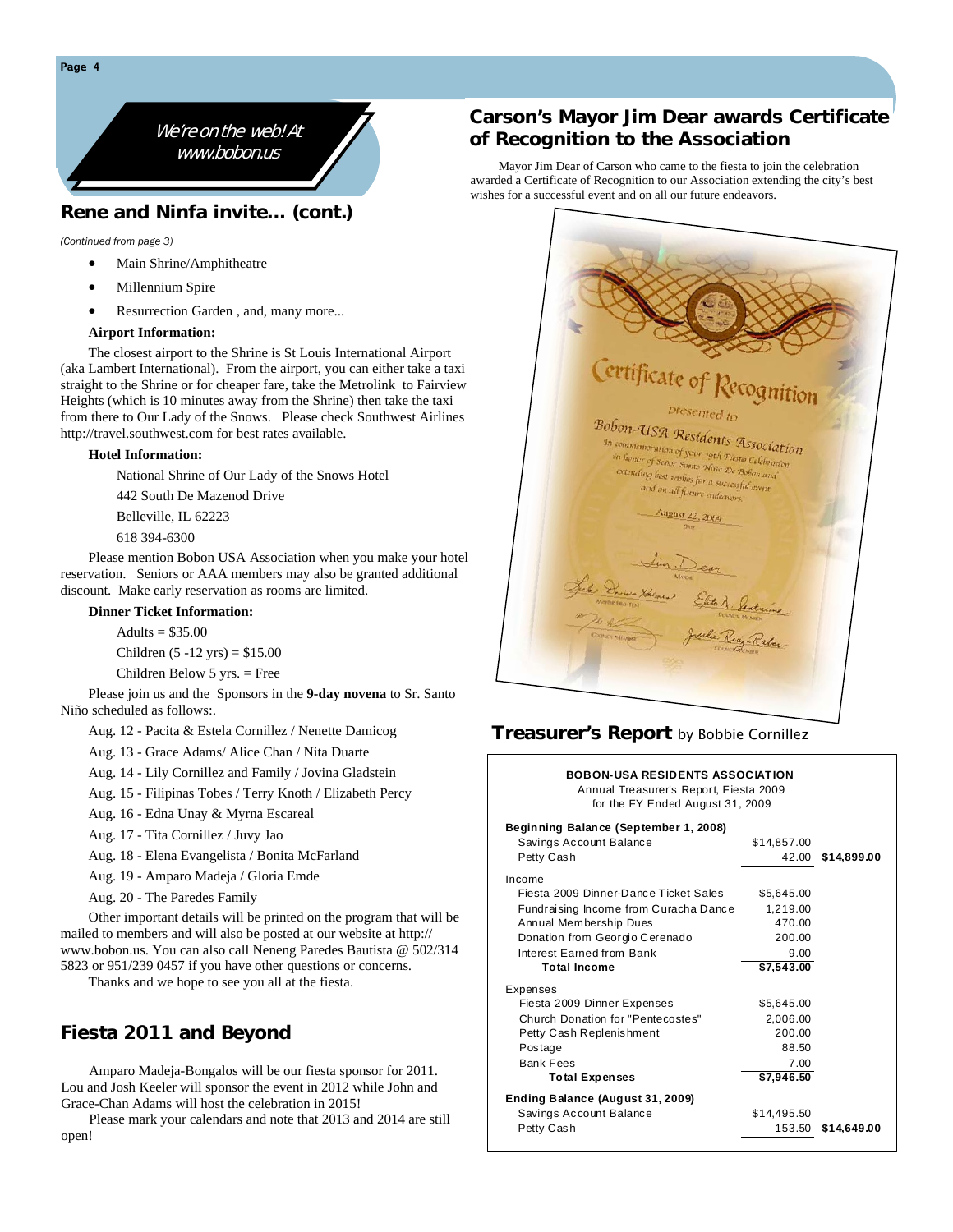We're on the web! At www.bobon.us

## Rene and Ninfa invite... (cont.)

*(Continued from page 3)*

- Main Shrine/Amphitheatre
- Millennium Spire
- Resurrection Garden , and, many more...

**Airport Information:**

The closest airport to the Shrine is St Louis International Airport (aka Lambert International). From the airport, you can either take a taxi straight to the Shrine or for cheaper fare, take the Metrolink to Fairview Heights (which is 10 minutes away from the Shrine) then take the taxi from there to Our Lady of the Snows. Please check Southwest Airlines http://travel.southwest.com for best rates available.

**Hotel Information:**

National Shrine of Our Lady of the Snows Hotel
442 South De Mazenod Drive
Belleville, IL 62223
618 394-6300

Please mention Bobon USA Association when you make your hotel reservation. Seniors or AAA members may also be granted additional discount. Make early reservation as rooms are limited.

**Dinner Ticket Information:**

Adults = $35.00
Children (5 -12 yrs) = $15.00
Children Below 5 yrs. = Free

Please join us and the Sponsors in the **9-day novena** to Sr. Santo Niño scheduled as follows:.

Aug. 12 - Pacita & Estela Cornillez / Nenette Damicog
Aug. 13 - Grace Adams/ Alice Chan / Nita Duarte
Aug. 14 - Lily Cornillez and Family / Jovina Gladstein
Aug. 15 - Filipinas Tobes / Terry Knoth / Elizabeth Percy
Aug. 16 - Edna Unay & Myrna Escareal
Aug. 17 - Tita Cornillez / Juvy Jao
Aug. 18 - Elena Evangelista / Bonita McFarland
Aug. 19 - Amparo Madeja / Gloria Emde
Aug. 20 - The Paredes Family

Other important details will be printed on the program that will be mailed to members and will also be posted at our website at http://www.bobon.us. You can also call Neneng Paredes Bautista @ 502/314 5823 or 951/239 0457 if you have other questions or concerns.

Thanks and we hope to see you all at the fiesta.

## Fiesta 2011 and Beyond

Amparo Madeja-Bongalos will be our fiesta sponsor for 2011. Lou and Josh Keeler will sponsor the event in 2012 while John and Grace-Chan Adams will host the celebration in 2015!

Please mark your calendars and note that 2013 and 2014 are still open!

## Carson's Mayor Jim Dear awards Certificate of Recognition to the Association

Mayor Jim Dear of Carson who came to the fiesta to join the celebration awarded a Certificate of Recognition to our Association extending the city's best wishes for a successful event and on all our future endeavors.

## Treasurer's Report by Bobbie Cornillez

**BOBON-USA RESIDENTS ASSOCIATION**
Annual Treasurer's Report, Fiesta 2009
for the FY Ended August 31, 2009

| | | |
|---|---|---|
| **Beginning Balance (September 1, 2008)** | | |
| Savings Account Balance | $14,857.00 | |
| Petty Cash | 42.00 | **$14,899.00** |
| Income | | |
| Fiesta 2009 Dinner-Dance Ticket Sales | $5,645.00 | |
| Fundraising Income from Curacha Dance | 1,219.00 | |
| Annual Membership Dues | 470.00 | |
| Donation from Georgio Cerenado | 200.00 | |
| Interest Earned from Bank | 9.00 | |
| **Total Income** | **$7,543.00** | |
| Expenses | | |
| Fiesta 2009 Dinner Expenses | $5,645.00 | |
| Church Donation for "Pentecostes" | 2,006.00 | |
| Petty Cash Replenishment | 200.00 | |
| Postage | 88.50 | |
| Bank Fees | 7.00 | |
| **Total Expenses** | **$7,946.50** | |
| **Ending Balance (August 31, 2009)** | | |
| Savings Account Balance | $14,495.50 | |
| Petty Cash | 153.50 | **$14,649.00** |